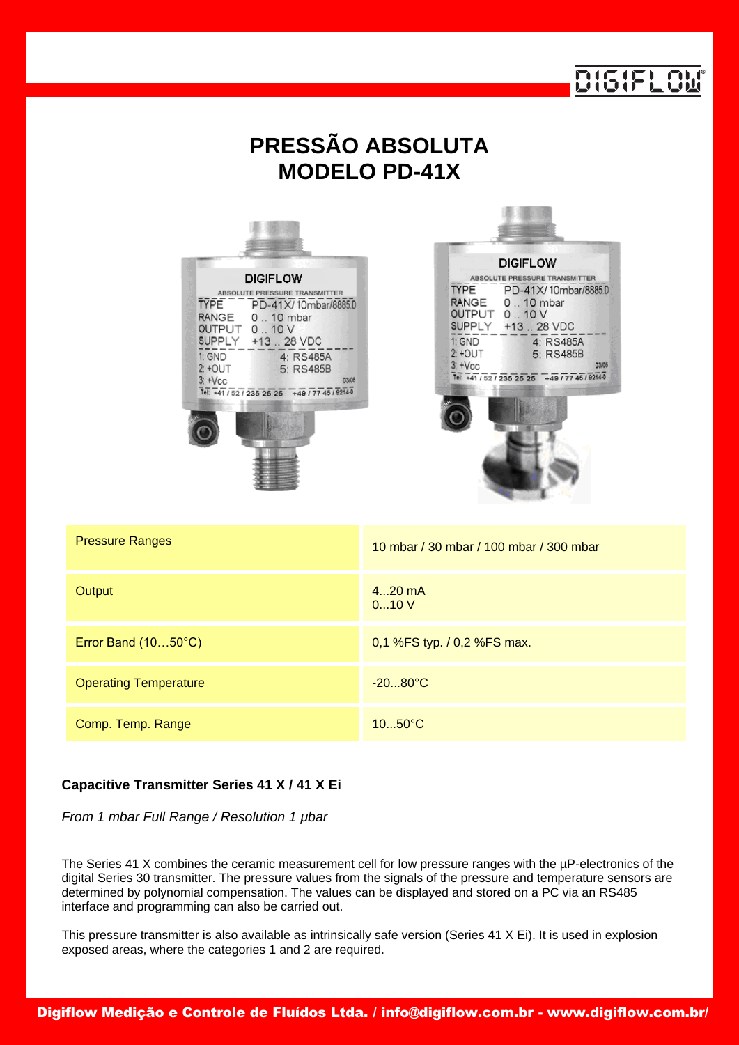# PRESSÃO ABSOLUTA
# MODELO PD-41X

| Pressure Ranges | 10 mbar / 30 mbar / 100 mbar / 300 mbar |
|---|---|
| Output | 4...20 mA<br>0...10 V |
| Error Band (10…50°C) | 0,1 %FS typ. / 0,2 %FS max. |
| Operating Temperature | -20...80°C |
| Comp. Temp. Range | 10...50°C |

**Capacitive Transmitter Series 41 X / 41 X Ei**

*From 1 mbar Full Range / Resolution 1 µbar*

The Series 41 X combines the ceramic measurement cell for low pressure ranges with the µP-electronics of the digital Series 30 transmitter. The pressure values from the signals of the pressure and temperature sensors are determined by polynomial compensation. The values can be displayed and stored on a PC via an RS485 interface and programming can also be carried out.

This pressure transmitter is also available as intrinsically safe version (Series 41 X Ei). It is used in explosion exposed areas, where the categories 1 and 2 are required.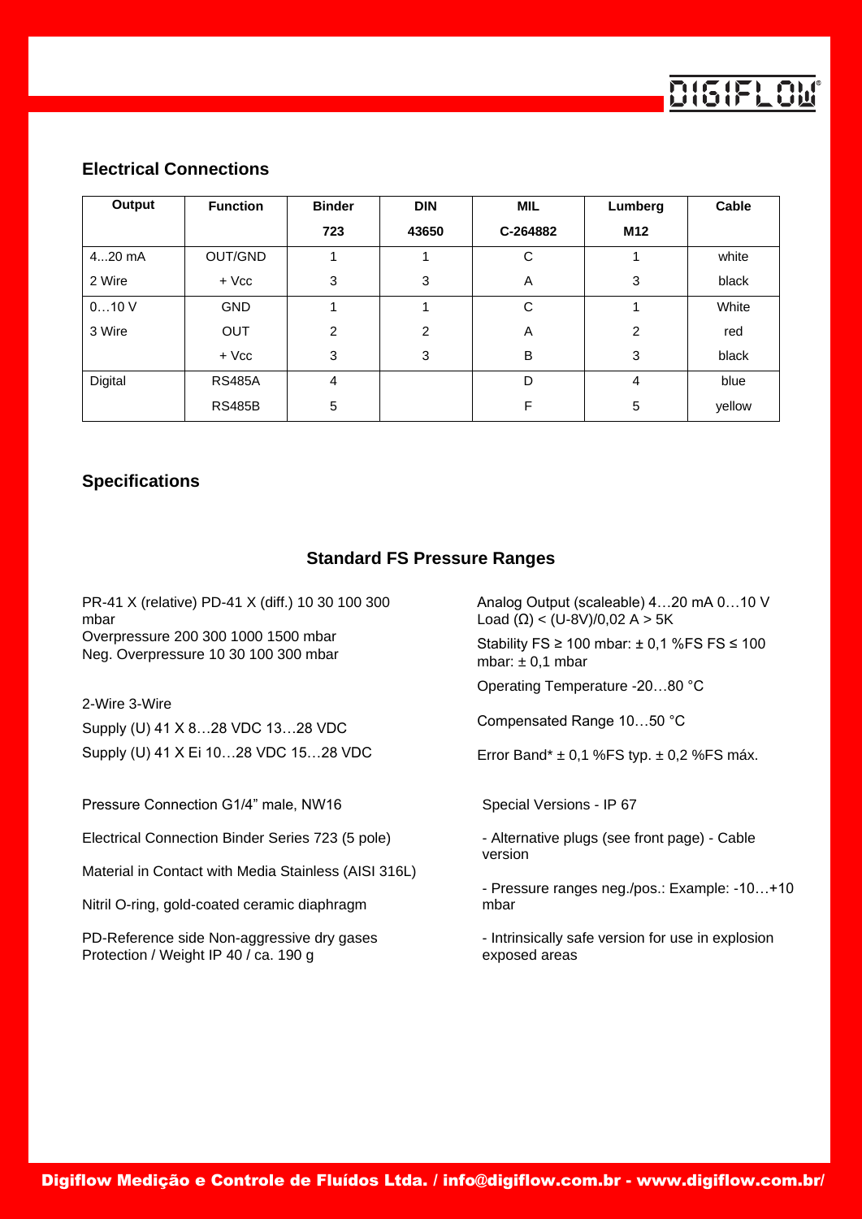## Electrical Connections

| Output | Function | Binder 723 | DIN 43650 | MIL C-264882 | Lumberg M12 | Cable |
|---|---|---|---|---|---|---|
| 4...20 mA | OUT/GND | 1 | 1 | C | 1 | white |
| 2 Wire | + Vcc | 3 | 3 | A | 3 | black |
| 0…10 V | GND | 1 | 1 | C | 1 | White |
| 3 Wire | OUT | 2 | 2 | A | 2 | red |
| | + Vcc | 3 | 3 | B | 3 | black |
| Digital | RS485A | 4 | | D | 4 | blue |
| | RS485B | 5 | | F | 5 | yellow |

## Specifications

### Standard FS Pressure Ranges

PR-41 X (relative) PD-41 X (diff.) 10 30 100 300 mbar
Overpressure 200 300 1000 1500 mbar
Neg. Overpressure 10 30 100 300 mbar

2-Wire 3-Wire

Supply (U) 41 X 8…28 VDC 13…28 VDC

Supply (U) 41 X Ei 10…28 VDC 15…28 VDC

Pressure Connection G1/4" male, NW16

Electrical Connection Binder Series 723 (5 pole)

Material in Contact with Media Stainless (AISI 316L)

Nitril O-ring, gold-coated ceramic diaphragm

PD-Reference side Non-aggressive dry gases
Protection / Weight IP 40 / ca. 190 g

Analog Output (scaleable) 4…20 mA 0…10 V
Load (Ω) < (U-8V)/0,02 A > 5K

Stability FS ≥ 100 mbar: ± 0,1 %FS FS ≤ 100 mbar: ± 0,1 mbar

Operating Temperature -20…80 °C

Compensated Range 10…50 °C

Error Band* ± 0,1 %FS typ. ± 0,2 %FS máx.

Special Versions - IP 67

- Alternative plugs (see front page) - Cable version

- Pressure ranges neg./pos.: Example: -10…+10 mbar

- Intrinsically safe version for use in explosion exposed areas